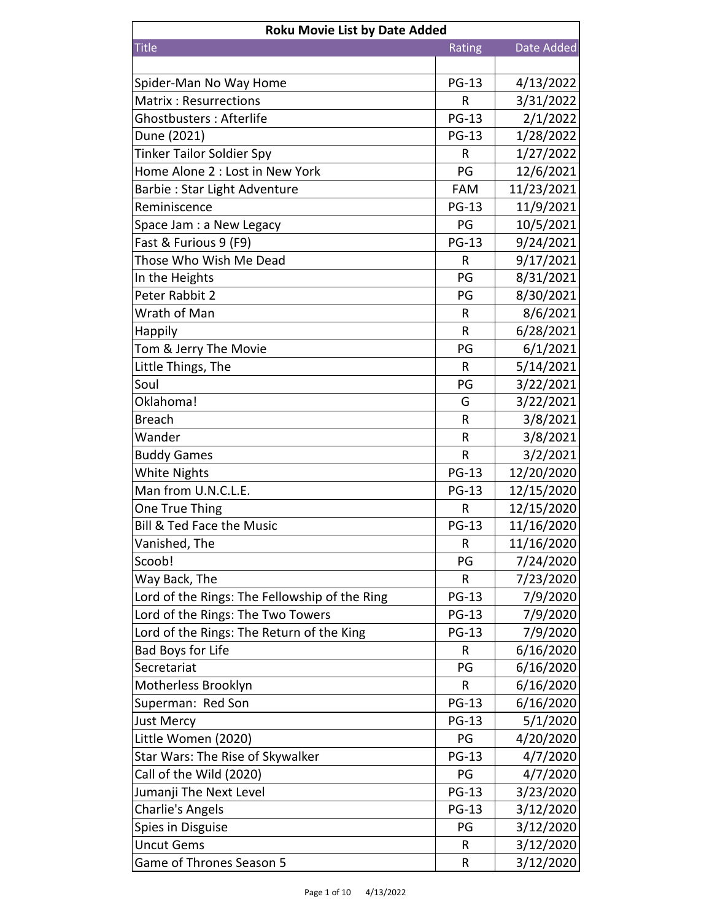## Roku Movie List by Date Added

| Title | Rating | Date Added |
|---|---|---|
| | | |
| Spider-Man No Way Home | PG-13 | 4/13/2022 |
| Matrix : Resurrections | R | 3/31/2022 |
| Ghostbusters : Afterlife | PG-13 | 2/1/2022 |
| Dune (2021) | PG-13 | 1/28/2022 |
| Tinker Tailor Soldier Spy | R | 1/27/2022 |
| Home Alone 2 : Lost in New York | PG | 12/6/2021 |
| Barbie : Star Light Adventure | FAM | 11/23/2021 |
| Reminiscence | PG-13 | 11/9/2021 |
| Space Jam : a New Legacy | PG | 10/5/2021 |
| Fast & Furious 9 (F9) | PG-13 | 9/24/2021 |
| Those Who Wish Me Dead | R | 9/17/2021 |
| In the Heights | PG | 8/31/2021 |
| Peter Rabbit 2 | PG | 8/30/2021 |
| Wrath of Man | R | 8/6/2021 |
| Happily | R | 6/28/2021 |
| Tom & Jerry The Movie | PG | 6/1/2021 |
| Little Things, The | R | 5/14/2021 |
| Soul | PG | 3/22/2021 |
| Oklahoma! | G | 3/22/2021 |
| Breach | R | 3/8/2021 |
| Wander | R | 3/8/2021 |
| Buddy Games | R | 3/2/2021 |
| White Nights | PG-13 | 12/20/2020 |
| Man from U.N.C.L.E. | PG-13 | 12/15/2020 |
| One True Thing | R | 12/15/2020 |
| Bill & Ted Face the Music | PG-13 | 11/16/2020 |
| Vanished, The | R | 11/16/2020 |
| Scoob! | PG | 7/24/2020 |
| Way Back, The | R | 7/23/2020 |
| Lord of the Rings: The Fellowship of the Ring | PG-13 | 7/9/2020 |
| Lord of the Rings: The Two Towers | PG-13 | 7/9/2020 |
| Lord of the Rings: The Return of the King | PG-13 | 7/9/2020 |
| Bad Boys for Life | R | 6/16/2020 |
| Secretariat | PG | 6/16/2020 |
| Motherless Brooklyn | R | 6/16/2020 |
| Superman: Red Son | PG-13 | 6/16/2020 |
| Just Mercy | PG-13 | 5/1/2020 |
| Little Women (2020) | PG | 4/20/2020 |
| Star Wars: The Rise of Skywalker | PG-13 | 4/7/2020 |
| Call of the Wild (2020) | PG | 4/7/2020 |
| Jumanji The Next Level | PG-13 | 3/23/2020 |
| Charlie's Angels | PG-13 | 3/12/2020 |
| Spies in Disguise | PG | 3/12/2020 |
| Uncut Gems | R | 3/12/2020 |
| Game of Thrones Season 5 | R | 3/12/2020 |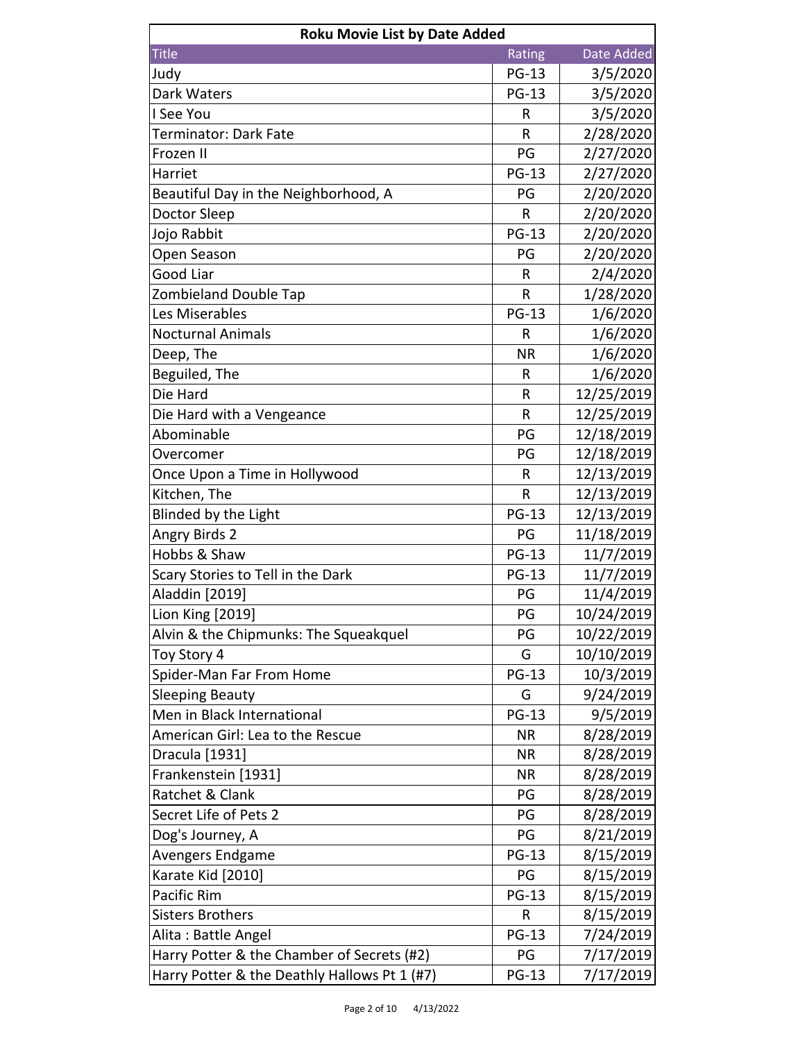| Roku Movie List by Date Added | | |
|---|---|---|
| Title | Rating | Date Added |
| Judy | PG-13 | 3/5/2020 |
| Dark Waters | PG-13 | 3/5/2020 |
| I See You | R | 3/5/2020 |
| Terminator: Dark Fate | R | 2/28/2020 |
| Frozen II | PG | 2/27/2020 |
| Harriet | PG-13 | 2/27/2020 |
| Beautiful Day in the Neighborhood, A | PG | 2/20/2020 |
| Doctor Sleep | R | 2/20/2020 |
| Jojo Rabbit | PG-13 | 2/20/2020 |
| Open Season | PG | 2/20/2020 |
| Good Liar | R | 2/4/2020 |
| Zombieland Double Tap | R | 1/28/2020 |
| Les Miserables | PG-13 | 1/6/2020 |
| Nocturnal Animals | R | 1/6/2020 |
| Deep, The | NR | 1/6/2020 |
| Beguiled, The | R | 1/6/2020 |
| Die Hard | R | 12/25/2019 |
| Die Hard with a Vengeance | R | 12/25/2019 |
| Abominable | PG | 12/18/2019 |
| Overcomer | PG | 12/18/2019 |
| Once Upon a Time in Hollywood | R | 12/13/2019 |
| Kitchen, The | R | 12/13/2019 |
| Blinded by the Light | PG-13 | 12/13/2019 |
| Angry Birds 2 | PG | 11/18/2019 |
| Hobbs & Shaw | PG-13 | 11/7/2019 |
| Scary Stories to Tell in the Dark | PG-13 | 11/7/2019 |
| Aladdin [2019] | PG | 11/4/2019 |
| Lion King [2019] | PG | 10/24/2019 |
| Alvin & the Chipmunks: The Squeakquel | PG | 10/22/2019 |
| Toy Story 4 | G | 10/10/2019 |
| Spider-Man Far From Home | PG-13 | 10/3/2019 |
| Sleeping Beauty | G | 9/24/2019 |
| Men in Black International | PG-13 | 9/5/2019 |
| American Girl: Lea to the Rescue | NR | 8/28/2019 |
| Dracula [1931] | NR | 8/28/2019 |
| Frankenstein [1931] | NR | 8/28/2019 |
| Ratchet & Clank | PG | 8/28/2019 |
| Secret Life of Pets 2 | PG | 8/28/2019 |
| Dog's Journey, A | PG | 8/21/2019 |
| Avengers Endgame | PG-13 | 8/15/2019 |
| Karate Kid [2010] | PG | 8/15/2019 |
| Pacific Rim | PG-13 | 8/15/2019 |
| Sisters Brothers | R | 8/15/2019 |
| Alita : Battle Angel | PG-13 | 7/24/2019 |
| Harry Potter & the Chamber of Secrets (#2) | PG | 7/17/2019 |
| Harry Potter & the Deathly Hallows Pt 1 (#7) | PG-13 | 7/17/2019 |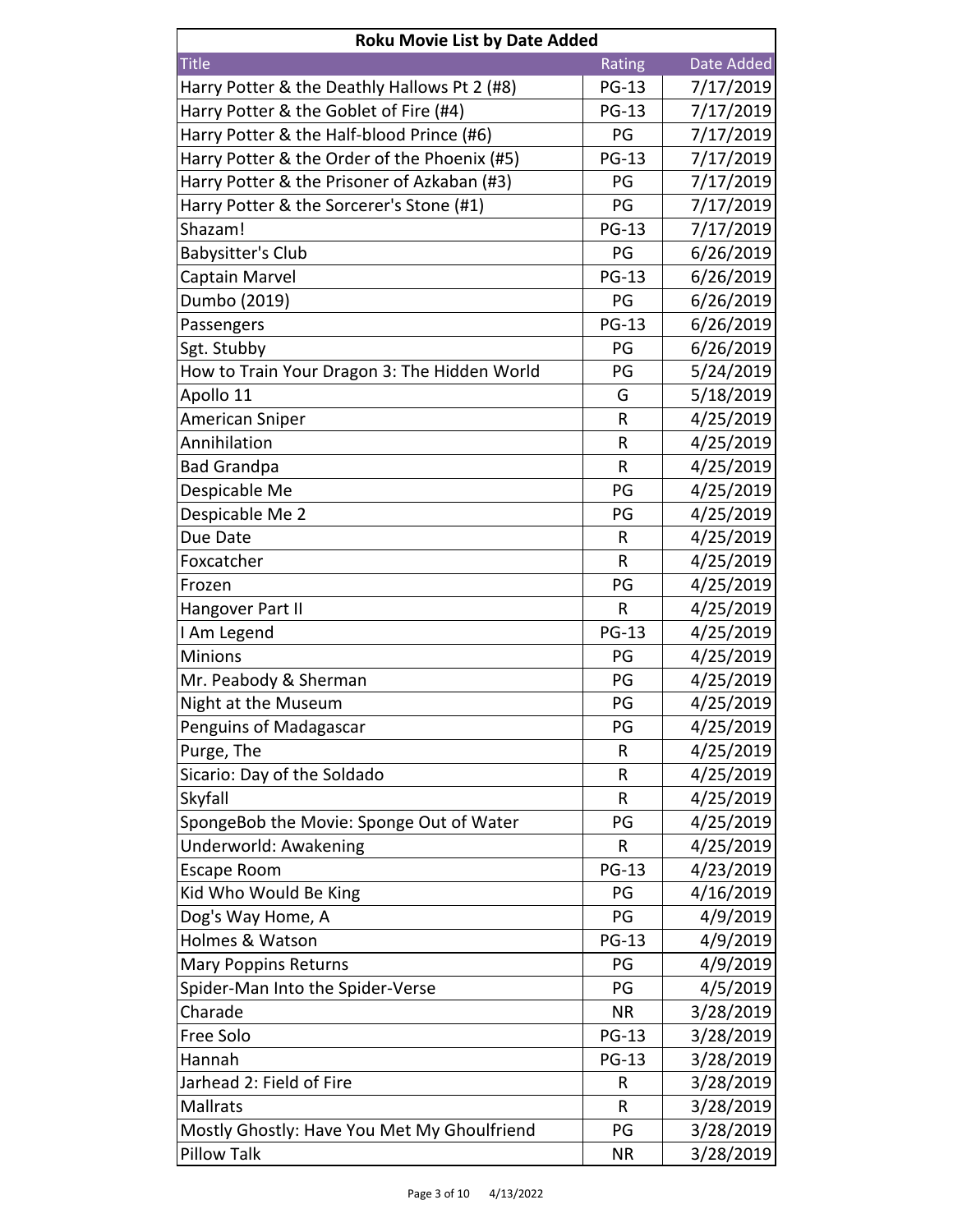| Roku Movie List by Date Added | | |
|---|---|---|
| Title | Rating | Date Added |
| Harry Potter & the Deathly Hallows Pt 2 (#8) | PG-13 | 7/17/2019 |
| Harry Potter & the Goblet of Fire (#4) | PG-13 | 7/17/2019 |
| Harry Potter & the Half-blood Prince (#6) | PG | 7/17/2019 |
| Harry Potter & the Order of the Phoenix (#5) | PG-13 | 7/17/2019 |
| Harry Potter & the Prisoner of Azkaban (#3) | PG | 7/17/2019 |
| Harry Potter & the Sorcerer's Stone (#1) | PG | 7/17/2019 |
| Shazam! | PG-13 | 7/17/2019 |
| Babysitter's Club | PG | 6/26/2019 |
| Captain Marvel | PG-13 | 6/26/2019 |
| Dumbo (2019) | PG | 6/26/2019 |
| Passengers | PG-13 | 6/26/2019 |
| Sgt. Stubby | PG | 6/26/2019 |
| How to Train Your Dragon 3: The Hidden World | PG | 5/24/2019 |
| Apollo 11 | G | 5/18/2019 |
| American Sniper | R | 4/25/2019 |
| Annihilation | R | 4/25/2019 |
| Bad Grandpa | R | 4/25/2019 |
| Despicable Me | PG | 4/25/2019 |
| Despicable Me 2 | PG | 4/25/2019 |
| Due Date | R | 4/25/2019 |
| Foxcatcher | R | 4/25/2019 |
| Frozen | PG | 4/25/2019 |
| Hangover Part II | R | 4/25/2019 |
| I Am Legend | PG-13 | 4/25/2019 |
| Minions | PG | 4/25/2019 |
| Mr. Peabody & Sherman | PG | 4/25/2019 |
| Night at the Museum | PG | 4/25/2019 |
| Penguins of Madagascar | PG | 4/25/2019 |
| Purge, The | R | 4/25/2019 |
| Sicario: Day of the Soldado | R | 4/25/2019 |
| Skyfall | R | 4/25/2019 |
| SpongeBob the Movie: Sponge Out of Water | PG | 4/25/2019 |
| Underworld: Awakening | R | 4/25/2019 |
| Escape Room | PG-13 | 4/23/2019 |
| Kid Who Would Be King | PG | 4/16/2019 |
| Dog's Way Home, A | PG | 4/9/2019 |
| Holmes & Watson | PG-13 | 4/9/2019 |
| Mary Poppins Returns | PG | 4/9/2019 |
| Spider-Man Into the Spider-Verse | PG | 4/5/2019 |
| Charade | NR | 3/28/2019 |
| Free Solo | PG-13 | 3/28/2019 |
| Hannah | PG-13 | 3/28/2019 |
| Jarhead 2: Field of Fire | R | 3/28/2019 |
| Mallrats | R | 3/28/2019 |
| Mostly Ghostly: Have You Met My Ghoulfriend | PG | 3/28/2019 |
| Pillow Talk | NR | 3/28/2019 |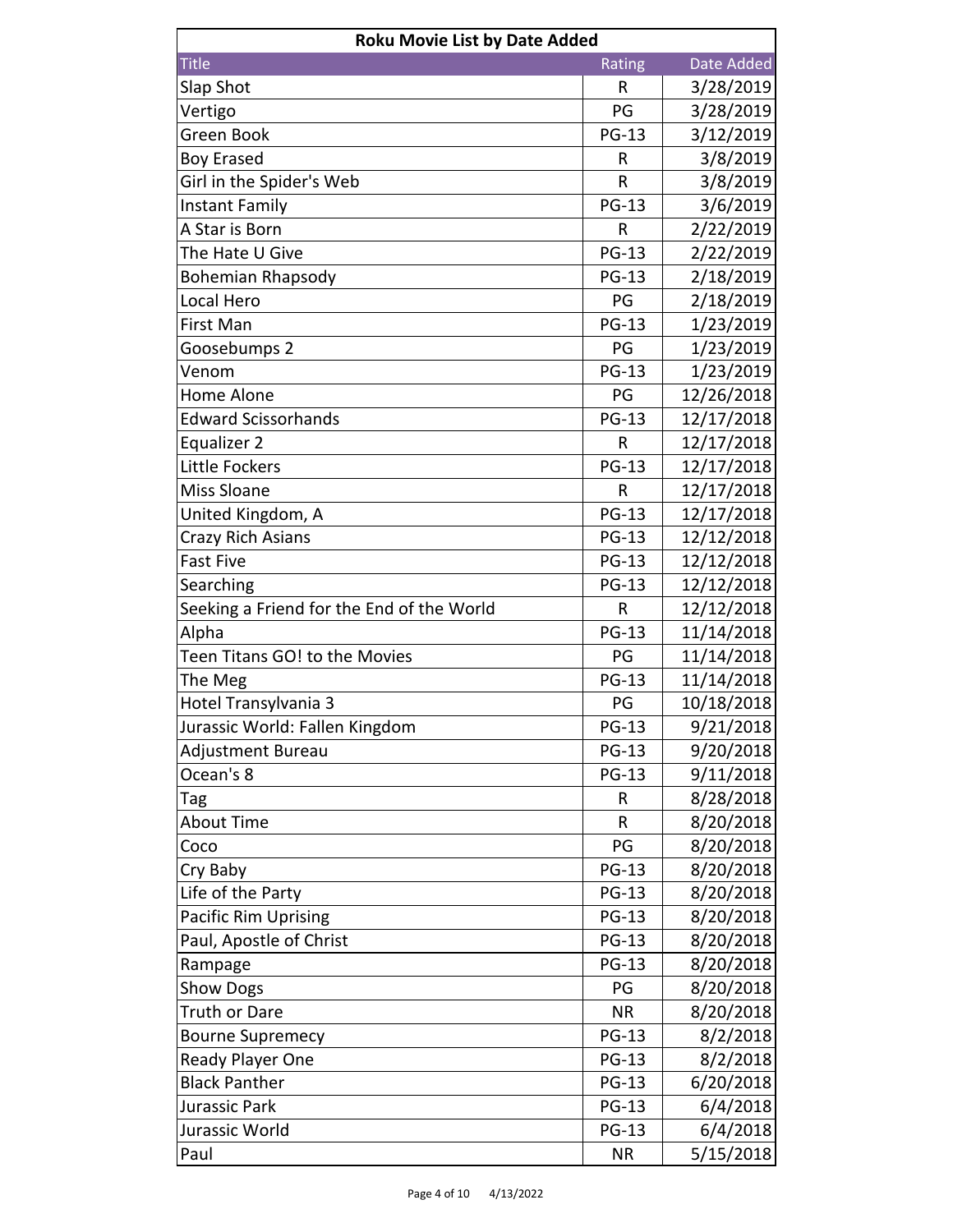| Roku Movie List by Date Added | | |
|---|---|---|
| Title | Rating | Date Added |
| Slap Shot | R | 3/28/2019 |
| Vertigo | PG | 3/28/2019 |
| Green Book | PG-13 | 3/12/2019 |
| Boy Erased | R | 3/8/2019 |
| Girl in the Spider's Web | R | 3/8/2019 |
| Instant Family | PG-13 | 3/6/2019 |
| A Star is Born | R | 2/22/2019 |
| The Hate U Give | PG-13 | 2/22/2019 |
| Bohemian Rhapsody | PG-13 | 2/18/2019 |
| Local Hero | PG | 2/18/2019 |
| First Man | PG-13 | 1/23/2019 |
| Goosebumps 2 | PG | 1/23/2019 |
| Venom | PG-13 | 1/23/2019 |
| Home Alone | PG | 12/26/2018 |
| Edward Scissorhands | PG-13 | 12/17/2018 |
| Equalizer 2 | R | 12/17/2018 |
| Little Fockers | PG-13 | 12/17/2018 |
| Miss Sloane | R | 12/17/2018 |
| United Kingdom, A | PG-13 | 12/17/2018 |
| Crazy Rich Asians | PG-13 | 12/12/2018 |
| Fast Five | PG-13 | 12/12/2018 |
| Searching | PG-13 | 12/12/2018 |
| Seeking a Friend for the End of the World | R | 12/12/2018 |
| Alpha | PG-13 | 11/14/2018 |
| Teen Titans GO! to the Movies | PG | 11/14/2018 |
| The Meg | PG-13 | 11/14/2018 |
| Hotel Transylvania 3 | PG | 10/18/2018 |
| Jurassic World: Fallen Kingdom | PG-13 | 9/21/2018 |
| Adjustment Bureau | PG-13 | 9/20/2018 |
| Ocean's 8 | PG-13 | 9/11/2018 |
| Tag | R | 8/28/2018 |
| About Time | R | 8/20/2018 |
| Coco | PG | 8/20/2018 |
| Cry Baby | PG-13 | 8/20/2018 |
| Life of the Party | PG-13 | 8/20/2018 |
| Pacific Rim Uprising | PG-13 | 8/20/2018 |
| Paul, Apostle of Christ | PG-13 | 8/20/2018 |
| Rampage | PG-13 | 8/20/2018 |
| Show Dogs | PG | 8/20/2018 |
| Truth or Dare | NR | 8/20/2018 |
| Bourne Supremecy | PG-13 | 8/2/2018 |
| Ready Player One | PG-13 | 8/2/2018 |
| Black Panther | PG-13 | 6/20/2018 |
| Jurassic Park | PG-13 | 6/4/2018 |
| Jurassic World | PG-13 | 6/4/2018 |
| Paul | NR | 5/15/2018 |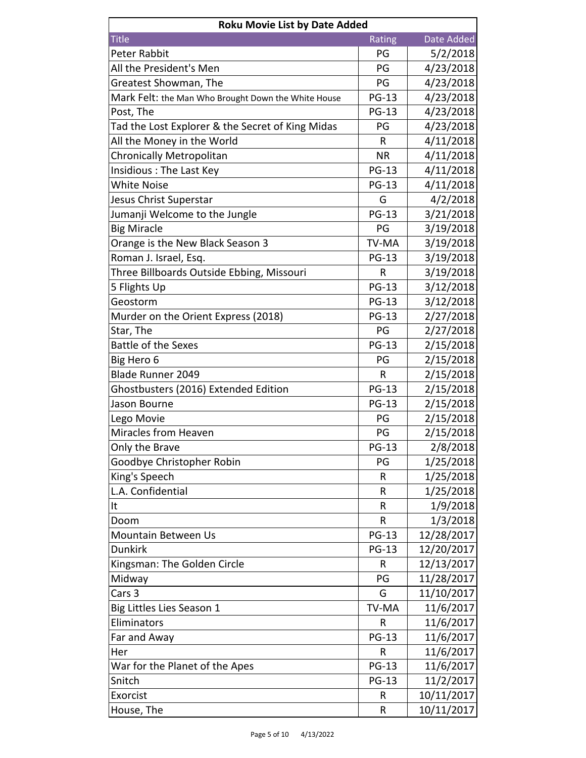| Roku Movie List by Date Added | | |
|---|---|---|
| Title | Rating | Date Added |
| Peter Rabbit | PG | 5/2/2018 |
| All the President's Men | PG | 4/23/2018 |
| Greatest Showman, The | PG | 4/23/2018 |
| Mark Felt: the Man Who Brought Down the White House | PG-13 | 4/23/2018 |
| Post, The | PG-13 | 4/23/2018 |
| Tad the Lost Explorer & the Secret of King Midas | PG | 4/23/2018 |
| All the Money in the World | R | 4/11/2018 |
| Chronically Metropolitan | NR | 4/11/2018 |
| Insidious : The Last Key | PG-13 | 4/11/2018 |
| White Noise | PG-13 | 4/11/2018 |
| Jesus Christ Superstar | G | 4/2/2018 |
| Jumanji Welcome to the Jungle | PG-13 | 3/21/2018 |
| Big Miracle | PG | 3/19/2018 |
| Orange is the New Black Season 3 | TV-MA | 3/19/2018 |
| Roman J. Israel, Esq. | PG-13 | 3/19/2018 |
| Three Billboards Outside Ebbing, Missouri | R | 3/19/2018 |
| 5 Flights Up | PG-13 | 3/12/2018 |
| Geostorm | PG-13 | 3/12/2018 |
| Murder on the Orient Express (2018) | PG-13 | 2/27/2018 |
| Star, The | PG | 2/27/2018 |
| Battle of the Sexes | PG-13 | 2/15/2018 |
| Big Hero 6 | PG | 2/15/2018 |
| Blade Runner 2049 | R | 2/15/2018 |
| Ghostbusters (2016) Extended Edition | PG-13 | 2/15/2018 |
| Jason Bourne | PG-13 | 2/15/2018 |
| Lego Movie | PG | 2/15/2018 |
| Miracles from Heaven | PG | 2/15/2018 |
| Only the Brave | PG-13 | 2/8/2018 |
| Goodbye Christopher Robin | PG | 1/25/2018 |
| King's Speech | R | 1/25/2018 |
| L.A. Confidential | R | 1/25/2018 |
| It | R | 1/9/2018 |
| Doom | R | 1/3/2018 |
| Mountain Between Us | PG-13 | 12/28/2017 |
| Dunkirk | PG-13 | 12/20/2017 |
| Kingsman: The Golden Circle | R | 12/13/2017 |
| Midway | PG | 11/28/2017 |
| Cars 3 | G | 11/10/2017 |
| Big Littles Lies Season 1 | TV-MA | 11/6/2017 |
| Eliminators | R | 11/6/2017 |
| Far and Away | PG-13 | 11/6/2017 |
| Her | R | 11/6/2017 |
| War for the Planet of the Apes | PG-13 | 11/6/2017 |
| Snitch | PG-13 | 11/2/2017 |
| Exorcist | R | 10/11/2017 |
| House, The | R | 10/11/2017 |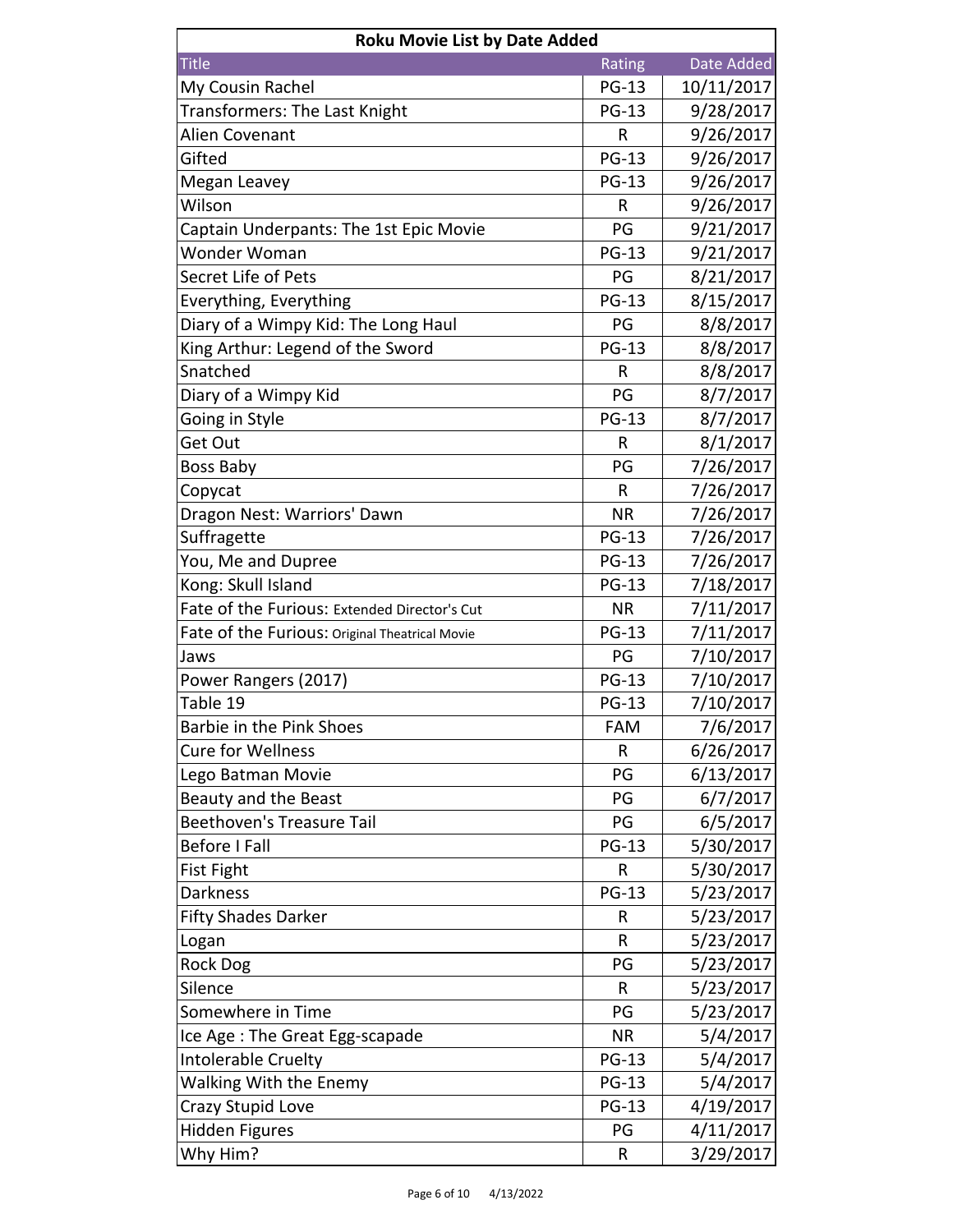| Roku Movie List by Date Added | | |
|---|---|---|
| Title | Rating | Date Added |
| My Cousin Rachel | PG-13 | 10/11/2017 |
| Transformers: The Last Knight | PG-13 | 9/28/2017 |
| Alien Covenant | R | 9/26/2017 |
| Gifted | PG-13 | 9/26/2017 |
| Megan Leavey | PG-13 | 9/26/2017 |
| Wilson | R | 9/26/2017 |
| Captain Underpants: The 1st Epic Movie | PG | 9/21/2017 |
| Wonder Woman | PG-13 | 9/21/2017 |
| Secret Life of Pets | PG | 8/21/2017 |
| Everything, Everything | PG-13 | 8/15/2017 |
| Diary of a Wimpy Kid: The Long Haul | PG | 8/8/2017 |
| King Arthur: Legend of the Sword | PG-13 | 8/8/2017 |
| Snatched | R | 8/8/2017 |
| Diary of a Wimpy Kid | PG | 8/7/2017 |
| Going in Style | PG-13 | 8/7/2017 |
| Get Out | R | 8/1/2017 |
| Boss Baby | PG | 7/26/2017 |
| Copycat | R | 7/26/2017 |
| Dragon Nest: Warriors' Dawn | NR | 7/26/2017 |
| Suffragette | PG-13 | 7/26/2017 |
| You, Me and Dupree | PG-13 | 7/26/2017 |
| Kong: Skull Island | PG-13 | 7/18/2017 |
| Fate of the Furious: Extended Director's Cut | NR | 7/11/2017 |
| Fate of the Furious: Original Theatrical Movie | PG-13 | 7/11/2017 |
| Jaws | PG | 7/10/2017 |
| Power Rangers (2017) | PG-13 | 7/10/2017 |
| Table 19 | PG-13 | 7/10/2017 |
| Barbie in the Pink Shoes | FAM | 7/6/2017 |
| Cure for Wellness | R | 6/26/2017 |
| Lego Batman Movie | PG | 6/13/2017 |
| Beauty and the Beast | PG | 6/7/2017 |
| Beethoven's Treasure Tail | PG | 6/5/2017 |
| Before I Fall | PG-13 | 5/30/2017 |
| Fist Fight | R | 5/30/2017 |
| Darkness | PG-13 | 5/23/2017 |
| Fifty Shades Darker | R | 5/23/2017 |
| Logan | R | 5/23/2017 |
| Rock Dog | PG | 5/23/2017 |
| Silence | R | 5/23/2017 |
| Somewhere in Time | PG | 5/23/2017 |
| Ice Age : The Great Egg-scapade | NR | 5/4/2017 |
| Intolerable Cruelty | PG-13 | 5/4/2017 |
| Walking With the Enemy | PG-13 | 5/4/2017 |
| Crazy Stupid Love | PG-13 | 4/19/2017 |
| Hidden Figures | PG | 4/11/2017 |
| Why Him? | R | 3/29/2017 |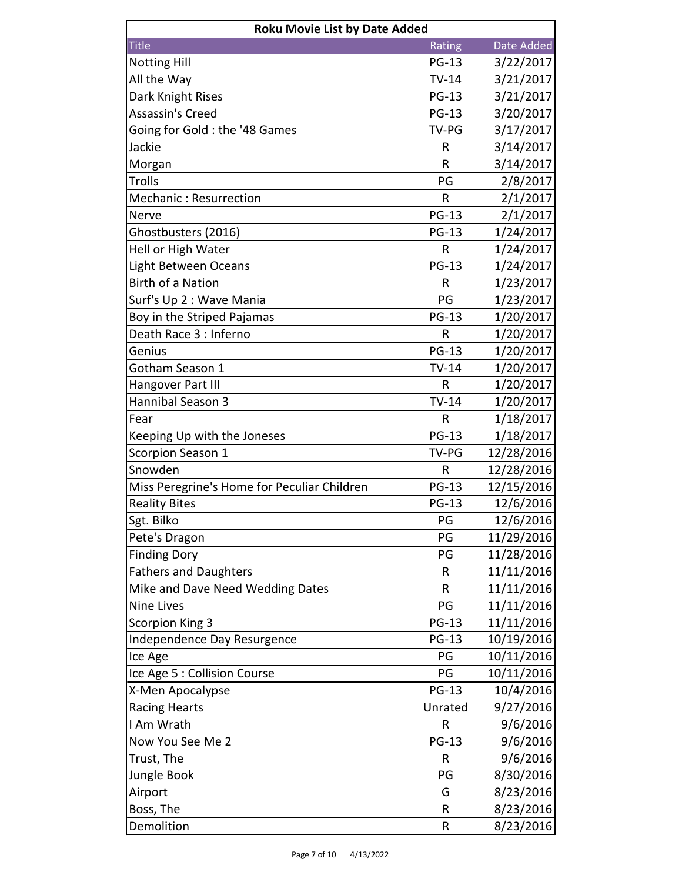| Roku Movie List by Date Added | | |
|---|---|---|
| Title | Rating | Date Added |
| Notting Hill | PG-13 | 3/22/2017 |
| All the Way | TV-14 | 3/21/2017 |
| Dark Knight Rises | PG-13 | 3/21/2017 |
| Assassin's Creed | PG-13 | 3/20/2017 |
| Going for Gold : the '48 Games | TV-PG | 3/17/2017 |
| Jackie | R | 3/14/2017 |
| Morgan | R | 3/14/2017 |
| Trolls | PG | 2/8/2017 |
| Mechanic : Resurrection | R | 2/1/2017 |
| Nerve | PG-13 | 2/1/2017 |
| Ghostbusters (2016) | PG-13 | 1/24/2017 |
| Hell or High Water | R | 1/24/2017 |
| Light Between Oceans | PG-13 | 1/24/2017 |
| Birth of a Nation | R | 1/23/2017 |
| Surf's Up 2 : Wave Mania | PG | 1/23/2017 |
| Boy in the Striped Pajamas | PG-13 | 1/20/2017 |
| Death Race 3 : Inferno | R | 1/20/2017 |
| Genius | PG-13 | 1/20/2017 |
| Gotham Season 1 | TV-14 | 1/20/2017 |
| Hangover Part III | R | 1/20/2017 |
| Hannibal Season 3 | TV-14 | 1/20/2017 |
| Fear | R | 1/18/2017 |
| Keeping Up with the Joneses | PG-13 | 1/18/2017 |
| Scorpion Season 1 | TV-PG | 12/28/2016 |
| Snowden | R | 12/28/2016 |
| Miss Peregrine's Home for Peculiar Children | PG-13 | 12/15/2016 |
| Reality Bites | PG-13 | 12/6/2016 |
| Sgt. Bilko | PG | 12/6/2016 |
| Pete's Dragon | PG | 11/29/2016 |
| Finding Dory | PG | 11/28/2016 |
| Fathers and Daughters | R | 11/11/2016 |
| Mike and Dave Need Wedding Dates | R | 11/11/2016 |
| Nine Lives | PG | 11/11/2016 |
| Scorpion King 3 | PG-13 | 11/11/2016 |
| Independence Day Resurgence | PG-13 | 10/19/2016 |
| Ice Age | PG | 10/11/2016 |
| Ice Age 5 : Collision Course | PG | 10/11/2016 |
| X-Men Apocalypse | PG-13 | 10/4/2016 |
| Racing Hearts | Unrated | 9/27/2016 |
| I Am Wrath | R | 9/6/2016 |
| Now You See Me 2 | PG-13 | 9/6/2016 |
| Trust, The | R | 9/6/2016 |
| Jungle Book | PG | 8/30/2016 |
| Airport | G | 8/23/2016 |
| Boss, The | R | 8/23/2016 |
| Demolition | R | 8/23/2016 |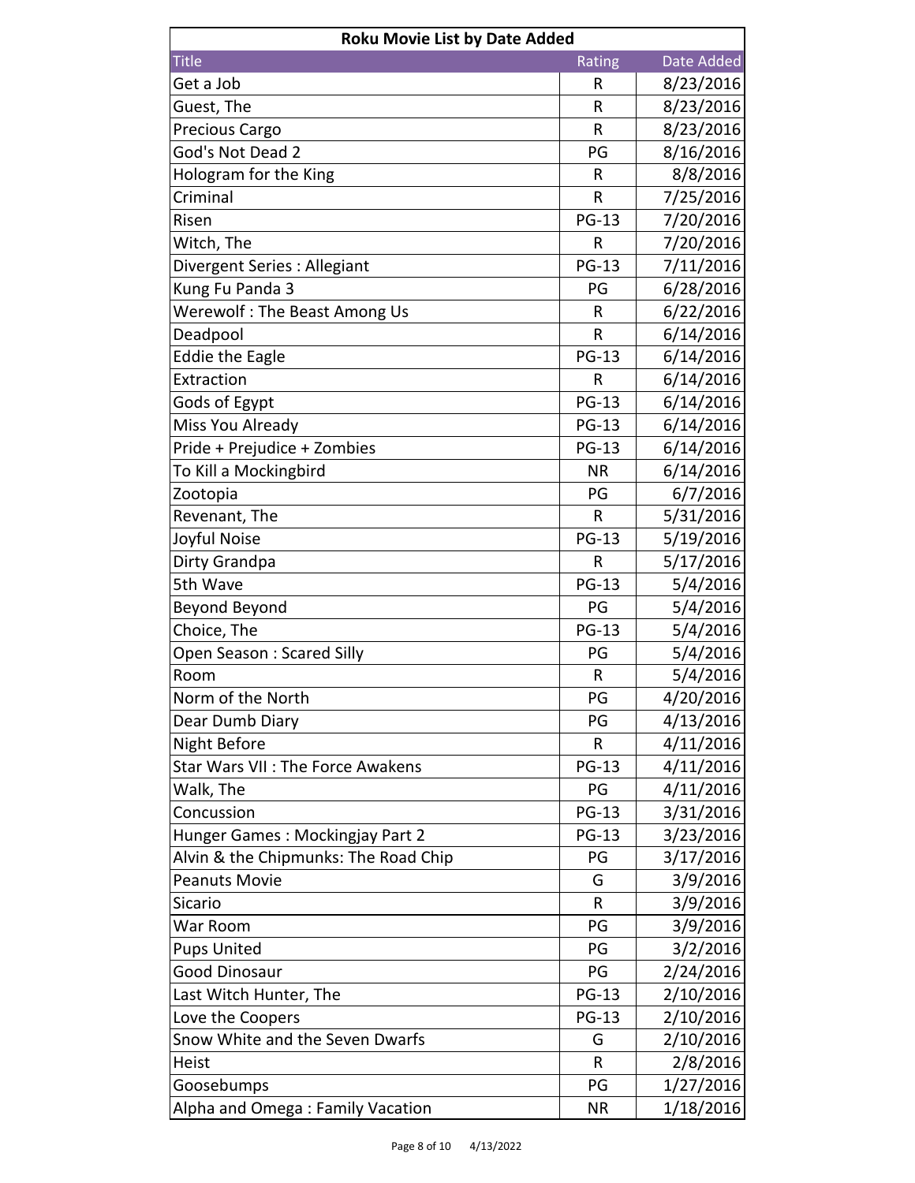| Roku Movie List by Date Added | | |
|---|---|---|
| Title | Rating | Date Added |
| Get a Job | R | 8/23/2016 |
| Guest, The | R | 8/23/2016 |
| Precious Cargo | R | 8/23/2016 |
| God's Not Dead 2 | PG | 8/16/2016 |
| Hologram for the King | R | 8/8/2016 |
| Criminal | R | 7/25/2016 |
| Risen | PG-13 | 7/20/2016 |
| Witch, The | R | 7/20/2016 |
| Divergent Series : Allegiant | PG-13 | 7/11/2016 |
| Kung Fu Panda 3 | PG | 6/28/2016 |
| Werewolf : The Beast Among Us | R | 6/22/2016 |
| Deadpool | R | 6/14/2016 |
| Eddie the Eagle | PG-13 | 6/14/2016 |
| Extraction | R | 6/14/2016 |
| Gods of Egypt | PG-13 | 6/14/2016 |
| Miss You Already | PG-13 | 6/14/2016 |
| Pride + Prejudice + Zombies | PG-13 | 6/14/2016 |
| To Kill a Mockingbird | NR | 6/14/2016 |
| Zootopia | PG | 6/7/2016 |
| Revenant, The | R | 5/31/2016 |
| Joyful Noise | PG-13 | 5/19/2016 |
| Dirty Grandpa | R | 5/17/2016 |
| 5th Wave | PG-13 | 5/4/2016 |
| Beyond Beyond | PG | 5/4/2016 |
| Choice, The | PG-13 | 5/4/2016 |
| Open Season : Scared Silly | PG | 5/4/2016 |
| Room | R | 5/4/2016 |
| Norm of the North | PG | 4/20/2016 |
| Dear Dumb Diary | PG | 4/13/2016 |
| Night Before | R | 4/11/2016 |
| Star Wars VII : The Force Awakens | PG-13 | 4/11/2016 |
| Walk, The | PG | 4/11/2016 |
| Concussion | PG-13 | 3/31/2016 |
| Hunger Games : Mockingjay Part 2 | PG-13 | 3/23/2016 |
| Alvin & the Chipmunks: The Road Chip | PG | 3/17/2016 |
| Peanuts Movie | G | 3/9/2016 |
| Sicario | R | 3/9/2016 |
| War Room | PG | 3/9/2016 |
| Pups United | PG | 3/2/2016 |
| Good Dinosaur | PG | 2/24/2016 |
| Last Witch Hunter, The | PG-13 | 2/10/2016 |
| Love the Coopers | PG-13 | 2/10/2016 |
| Snow White and the Seven Dwarfs | G | 2/10/2016 |
| Heist | R | 2/8/2016 |
| Goosebumps | PG | 1/27/2016 |
| Alpha and Omega : Family Vacation | NR | 1/18/2016 |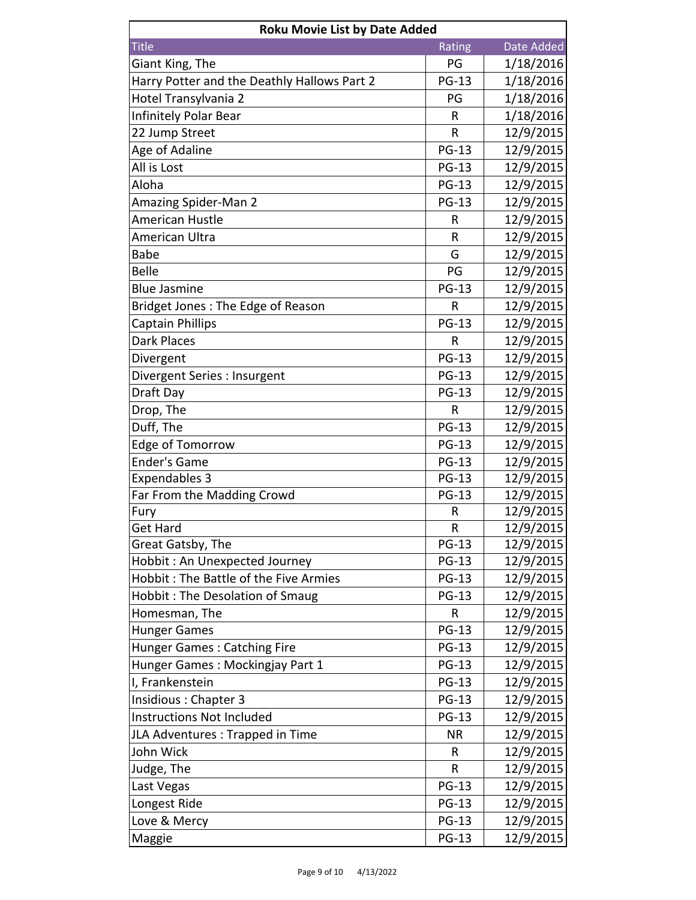| Roku Movie List by Date Added | | |
|---|---|---|
| Title | Rating | Date Added |
| Giant King, The | PG | 1/18/2016 |
| Harry Potter and the Deathly Hallows Part 2 | PG-13 | 1/18/2016 |
| Hotel Transylvania 2 | PG | 1/18/2016 |
| Infinitely Polar Bear | R | 1/18/2016 |
| 22 Jump Street | R | 12/9/2015 |
| Age of Adaline | PG-13 | 12/9/2015 |
| All is Lost | PG-13 | 12/9/2015 |
| Aloha | PG-13 | 12/9/2015 |
| Amazing Spider-Man 2 | PG-13 | 12/9/2015 |
| American Hustle | R | 12/9/2015 |
| American Ultra | R | 12/9/2015 |
| Babe | G | 12/9/2015 |
| Belle | PG | 12/9/2015 |
| Blue Jasmine | PG-13 | 12/9/2015 |
| Bridget Jones : The Edge of Reason | R | 12/9/2015 |
| Captain Phillips | PG-13 | 12/9/2015 |
| Dark Places | R | 12/9/2015 |
| Divergent | PG-13 | 12/9/2015 |
| Divergent Series : Insurgent | PG-13 | 12/9/2015 |
| Draft Day | PG-13 | 12/9/2015 |
| Drop, The | R | 12/9/2015 |
| Duff, The | PG-13 | 12/9/2015 |
| Edge of Tomorrow | PG-13 | 12/9/2015 |
| Ender's Game | PG-13 | 12/9/2015 |
| Expendables 3 | PG-13 | 12/9/2015 |
| Far From the Madding Crowd | PG-13 | 12/9/2015 |
| Fury | R | 12/9/2015 |
| Get Hard | R | 12/9/2015 |
| Great Gatsby, The | PG-13 | 12/9/2015 |
| Hobbit : An Unexpected Journey | PG-13 | 12/9/2015 |
| Hobbit : The Battle of the Five Armies | PG-13 | 12/9/2015 |
| Hobbit : The Desolation of Smaug | PG-13 | 12/9/2015 |
| Homesman, The | R | 12/9/2015 |
| Hunger Games | PG-13 | 12/9/2015 |
| Hunger Games : Catching Fire | PG-13 | 12/9/2015 |
| Hunger Games : Mockingjay Part 1 | PG-13 | 12/9/2015 |
| I, Frankenstein | PG-13 | 12/9/2015 |
| Insidious : Chapter 3 | PG-13 | 12/9/2015 |
| Instructions Not Included | PG-13 | 12/9/2015 |
| JLA Adventures : Trapped in Time | NR | 12/9/2015 |
| John Wick | R | 12/9/2015 |
| Judge, The | R | 12/9/2015 |
| Last Vegas | PG-13 | 12/9/2015 |
| Longest Ride | PG-13 | 12/9/2015 |
| Love & Mercy | PG-13 | 12/9/2015 |
| Maggie | PG-13 | 12/9/2015 |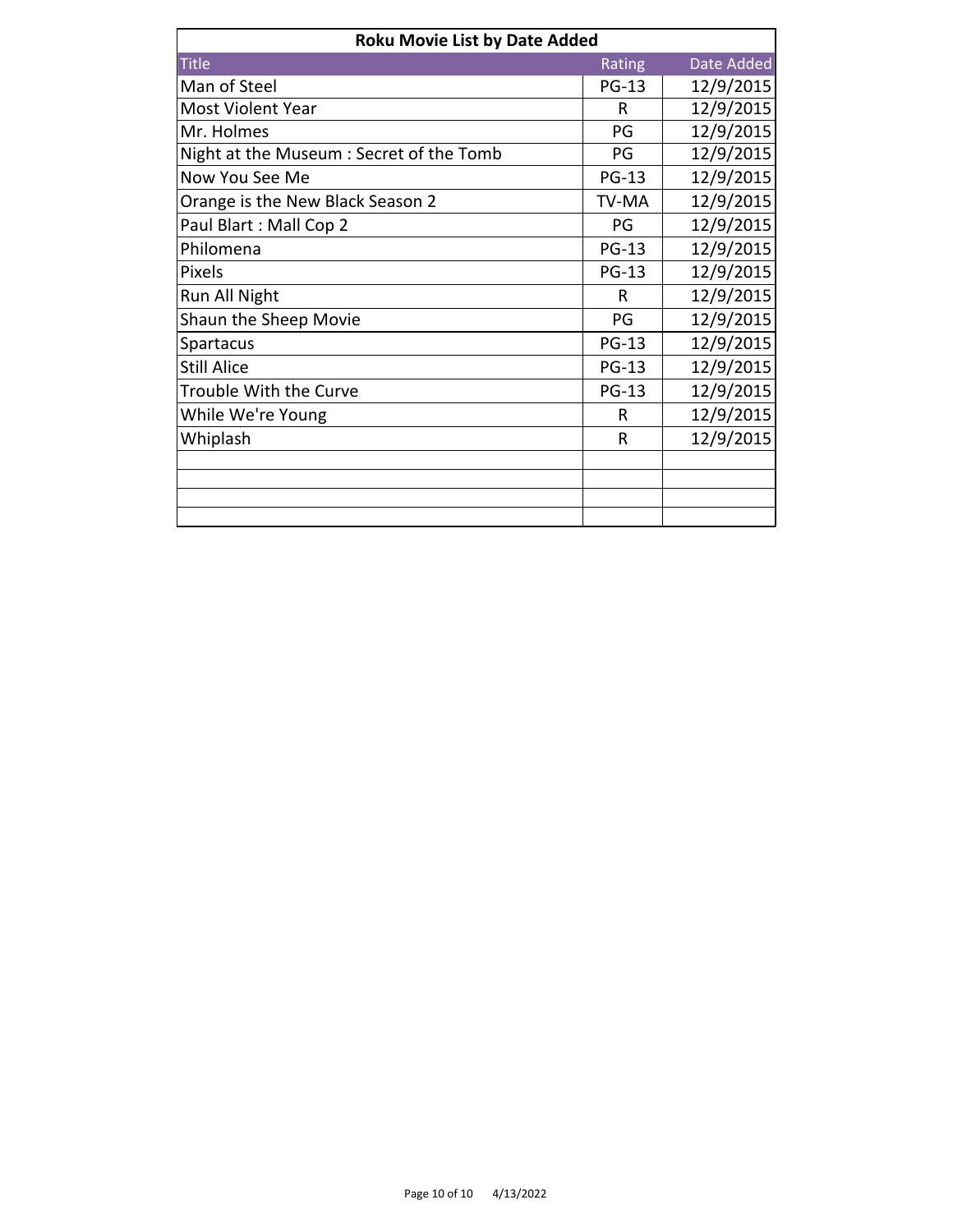| Roku Movie List by Date Added | | |
|---|---|---|
| Title | Rating | Date Added |
| Man of Steel | PG-13 | 12/9/2015 |
| Most Violent Year | R | 12/9/2015 |
| Mr. Holmes | PG | 12/9/2015 |
| Night at the Museum : Secret of the Tomb | PG | 12/9/2015 |
| Now You See Me | PG-13 | 12/9/2015 |
| Orange is the New Black Season 2 | TV-MA | 12/9/2015 |
| Paul Blart : Mall Cop 2 | PG | 12/9/2015 |
| Philomena | PG-13 | 12/9/2015 |
| Pixels | PG-13 | 12/9/2015 |
| Run All Night | R | 12/9/2015 |
| Shaun the Sheep Movie | PG | 12/9/2015 |
| Spartacus | PG-13 | 12/9/2015 |
| Still Alice | PG-13 | 12/9/2015 |
| Trouble With the Curve | PG-13 | 12/9/2015 |
| While We're Young | R | 12/9/2015 |
| Whiplash | R | 12/9/2015 |
| | | |
| | | |
| | | |
| | | |